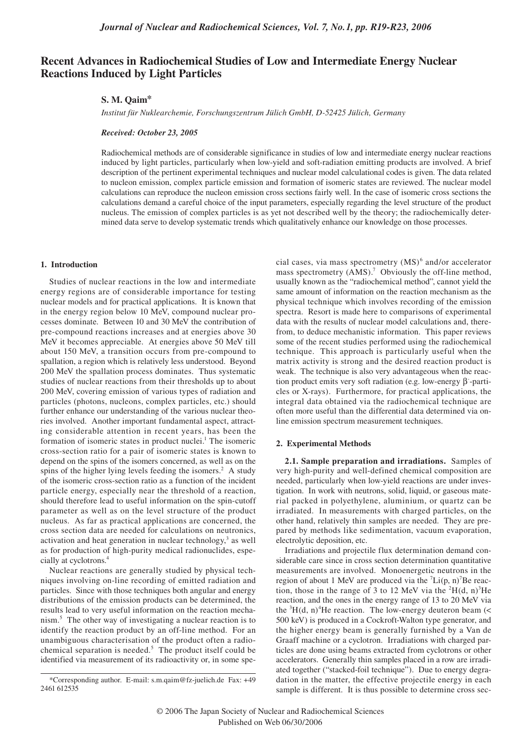# Recent Advances in Radiochemical Studies of Low and Intermediate Energy Nuclear Reactions Induced by Light Particles

**S. M. Qaim***

*Institut für Nuklearchemie, Forschungszentrum Jülich GmbH, D-52425 Jülich, Germany*

***Received: October 23, 2005***

Radiochemical methods are of considerable significance in studies of low and intermediate energy nuclear reactions induced by light particles, particularly when low-yield and soft-radiation emitting products are involved. A brief description of the pertinent experimental techniques and nuclear model calculational codes is given. The data related to nucleon emission, complex particle emission and formation of isomeric states are reviewed. The nuclear model calculations can reproduce the nucleon emission cross sections fairly well. In the case of isomeric cross sections the calculations demand a careful choice of the input parameters, especially regarding the level structure of the product nucleus. The emission of complex particles is as yet not described well by the theory; the radiochemically determined data serve to develop systematic trends which qualitatively enhance our knowledge on those processes.

## 1. Introduction

Studies of nuclear reactions in the low and intermediate energy regions are of considerable importance for testing nuclear models and for practical applications. It is known that in the energy region below 10 MeV, compound nuclear processes dominate. Between 10 and 30 MeV the contribution of pre-compound reactions increases and at energies above 30 MeV it becomes appreciable. At energies above 50 MeV till about 150 MeV, a transition occurs from pre-compound to spallation, a region which is relatively less understood. Beyond 200 MeV the spallation process dominates. Thus systematic studies of nuclear reactions from their thresholds up to about 200 MeV, covering emission of various types of radiation and particles (photons, nucleons, complex particles, etc.) should further enhance our understanding of the various nuclear theories involved. Another important fundamental aspect, attracting considerable attention in recent years, has been the formation of isomeric states in product nuclei.[1] The isomeric cross-section ratio for a pair of isomeric states is known to depend on the spins of the isomers concerned, as well as on the spins of the higher lying levels feeding the isomers.[2] A study of the isomeric cross-section ratio as a function of the incident particle energy, especially near the threshold of a reaction, should therefore lead to useful information on the spin-cutoff parameter as well as on the level structure of the product nucleus. As far as practical applications are concerned, the cross section data are needed for calculations on neutronics, activation and heat generation in nuclear technology,[3] as well as for production of high-purity medical radionuclides, especially at cyclotrons.[4]

Nuclear reactions are generally studied by physical techniques involving on-line recording of emitted radiation and particles. Since with those techniques both angular and energy distributions of the emission products can be determined, the results lead to very useful information on the reaction mechanism.[5] The other way of investigating a nuclear reaction is to identify the reaction product by an off-line method. For an unambiguous characterisation of the product often a radiochemical separation is needed.[5] The product itself could be identified via measurement of its radioactivity or, in some special cases, via mass spectrometry (MS)[6] and/or accelerator mass spectrometry (AMS).[7] Obviously the off-line method, usually known as the "radiochemical method", cannot yield the same amount of information on the reaction mechanism as the physical technique which involves recording of the emission spectra. Resort is made here to comparisons of experimental data with the results of nuclear model calculations and, therefrom, to deduce mechanistic information. This paper reviews some of the recent studies performed using the radiochemical technique. This approach is particularly useful when the matrix activity is strong and the desired reaction product is weak. The technique is also very advantageous when the reaction product emits very soft radiation (e.g. low-energy $\beta^-$-particles or X-rays). Furthermore, for practical applications, the integral data obtained via the radiochemical technique are often more useful than the differential data determined via on-line emission spectrum measurement techniques.

## 2. Experimental Methods

**2.1. Sample preparation and irradiations.** Samples of very high-purity and well-defined chemical composition are needed, particularly when low-yield reactions are under investigation. In work with neutrons, solid, liquid, or gaseous material packed in polyethylene, aluminium, or quartz can be irradiated. In measurements with charged particles, on the other hand, relatively thin samples are needed. They are prepared by methods like sedimentation, vacuum evaporation, electrolytic deposition, etc.

Irradiations and projectile flux determination demand considerable care since in cross section determination quantitative measurements are involved. Monoenergetic neutrons in the region of about 1 MeV are produced via the $^{7}$Li(p, n)$^{7}$Be reaction, those in the range of 3 to 12 MeV via the $^{2}$H(d, n)$^{3}$He reaction, and the ones in the energy range of 13 to 20 MeV via the $^{3}$H(d, n)$^{4}$He reaction. The low-energy deuteron beam (< 500 keV) is produced in a Cockroft-Walton type generator, and the higher energy beam is generally furnished by a Van de Graaff machine or a cyclotron. Irradiations with charged particles are done using beams extracted from cyclotrons or other accelerators. Generally thin samples placed in a row are irradiated together ("stacked-foil technique"). Due to energy degradation in the matter, the effective projectile energy in each sample is different. It is thus possible to determine cross sec-

*Corresponding author. E-mail: s.m.qaim@fz-juelich.de Fax: +49 2461 612535

© 2006 The Japan Society of Nuclear and Radiochemical Sciences
Published on Web 06/30/2006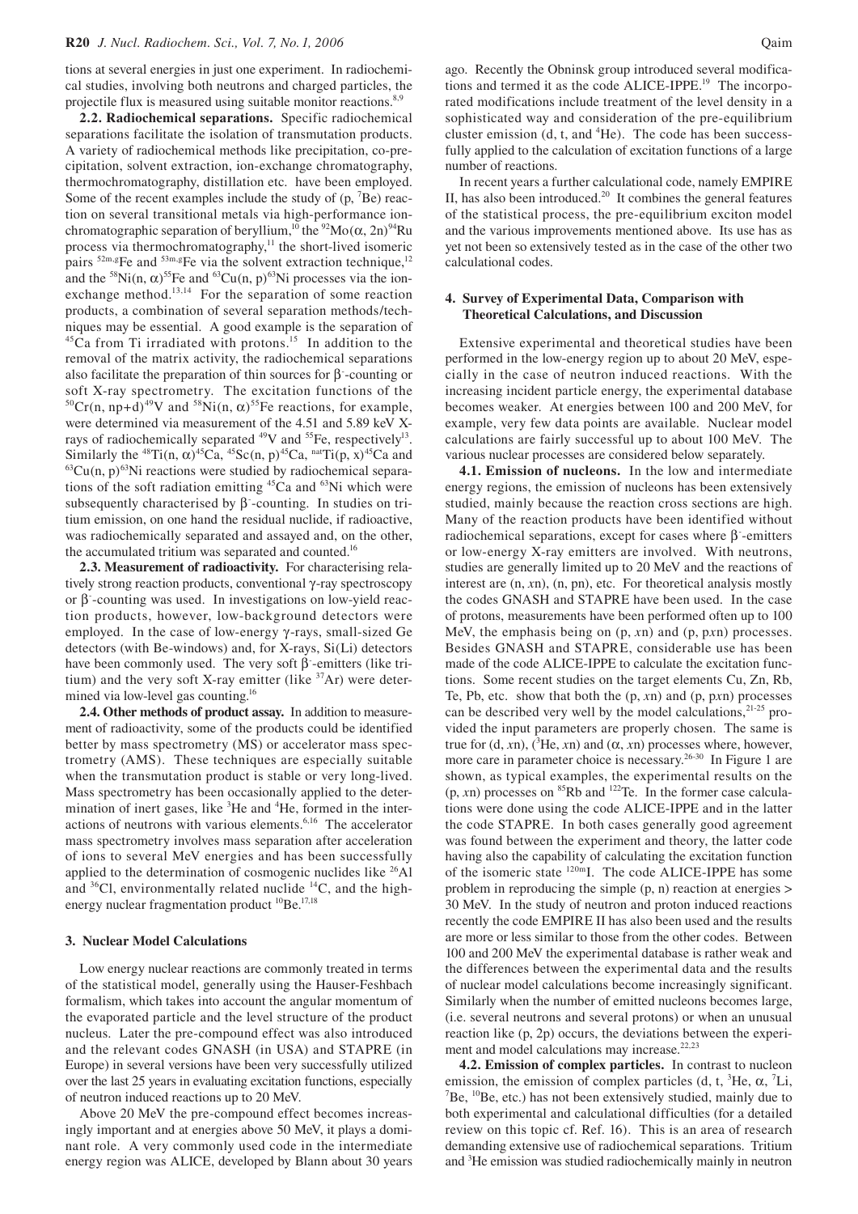tions at several energies in just one experiment. In radiochemical studies, involving both neutrons and charged particles, the projectile flux is measured using suitable monitor reactions.[8,9]

**2.2. Radiochemical separations.** Specific radiochemical separations facilitate the isolation of transmutation products. A variety of radiochemical methods like precipitation, co-precipitation, solvent extraction, ion-exchange chromatography, thermochromatography, distillation etc. have been employed. Some of the recent examples include the study of (p, $^{7}$Be) reaction on several transitional metals via high-performance ion-chromatographic separation of beryllium,[10] the $^{92}$Mo($\alpha$, 2n)$^{94}$Ru process via thermochromatography,[11] the short-lived isomeric pairs $^{52m,g}$Fe and $^{53m,g}$Fe via the solvent extraction technique,[12] and the $^{58}$Ni(n, $\alpha$)$^{55}$Fe and $^{63}$Cu(n, p)$^{63}$Ni processes via the ion-exchange method.[13,14] For the separation of some reaction products, a combination of several separation methods/techniques may be essential. A good example is the separation of $^{45}$Ca from Ti irradiated with protons.[15] In addition to the removal of the matrix activity, the radiochemical separations also facilitate the preparation of thin sources for $\beta^-$-counting or soft X-ray spectrometry. The excitation functions of the $^{50}$Cr(n, np+d)$^{49}$V and $^{58}$Ni(n, $\alpha$)$^{55}$Fe reactions, for example, were determined via measurement of the 4.51 and 5.89 keV X-rays of radiochemically separated $^{49}$V and $^{55}$Fe, respectively[13]. Similarly the $^{48}$Ti(n, $\alpha$)$^{45}$Ca, $^{45}$Sc(n, p)$^{45}$Ca, $^{nat}$Ti(p, x)$^{45}$Ca and $^{63}$Cu(n, p)$^{63}$Ni reactions were studied by radiochemical separations of the soft radiation emitting $^{45}$Ca and $^{63}$Ni which were subsequently characterised by $\beta^-$-counting. In studies on tritium emission, on one hand the residual nuclide, if radioactive, was radiochemically separated and assayed and, on the other, the accumulated tritium was separated and counted.[16]

**2.3. Measurement of radioactivity.** For characterising relatively strong reaction products, conventional $\gamma$-ray spectroscopy or $\beta^-$-counting was used. In investigations on low-yield reaction products, however, low-background detectors were employed. In the case of low-energy $\gamma$-rays, small-sized Ge detectors (with Be-windows) and, for X-rays, Si(Li) detectors have been commonly used. The very soft $\beta^-$-emitters (like tritium) and the very soft X-ray emitter (like $^{37}$Ar) were determined via low-level gas counting.[16]

**2.4. Other methods of product assay.** In addition to measurement of radioactivity, some of the products could be identified better by mass spectrometry (MS) or accelerator mass spectrometry (AMS). These techniques are especially suitable when the transmutation product is stable or very long-lived. Mass spectrometry has been occasionally applied to the determination of inert gases, like $^{3}$He and $^{4}$He, formed in the interactions of neutrons with various elements.[6,16] The accelerator mass spectrometry involves mass separation after acceleration of ions to several MeV energies and has been successfully applied to the determination of cosmogenic nuclides like $^{26}$Al and $^{36}$Cl, environmentally related nuclide $^{14}$C, and the high-energy nuclear fragmentation product $^{10}$Be.[17,18]

## 3. Nuclear Model Calculations

Low energy nuclear reactions are commonly treated in terms of the statistical model, generally using the Hauser-Feshbach formalism, which takes into account the angular momentum of the evaporated particle and the level structure of the product nucleus. Later the pre-compound effect was also introduced and the relevant codes GNASH (in USA) and STAPRE (in Europe) in several versions have been very successfully utilized over the last 25 years in evaluating excitation functions, especially of neutron induced reactions up to 20 MeV.

Above 20 MeV the pre-compound effect becomes increasingly important and at energies above 50 MeV, it plays a dominant role. A very commonly used code in the intermediate energy region was ALICE, developed by Blann about 30 years ago. Recently the Obninsk group introduced several modifications and termed it as the code ALICE-IPPE.[19] The incorporated modifications include treatment of the level density in a sophisticated way and consideration of the pre-equilibrium cluster emission (d, t, and $^{4}$He). The code has been successfully applied to the calculation of excitation functions of a large number of reactions.

In recent years a further calculational code, namely EMPIRE II, has also been introduced.[20] It combines the general features of the statistical process, the pre-equilibrium exciton model and the various improvements mentioned above. Its use has as yet not been so extensively tested as in the case of the other two calculational codes.

## 4. Survey of Experimental Data, Comparison with Theoretical Calculations, and Discussion

Extensive experimental and theoretical studies have been performed in the low-energy region up to about 20 MeV, especially in the case of neutron induced reactions. With the increasing incident particle energy, the experimental database becomes weaker. At energies between 100 and 200 MeV, for example, very few data points are available. Nuclear model calculations are fairly successful up to about 100 MeV. The various nuclear processes are considered below separately.

**4.1. Emission of nucleons.** In the low and intermediate energy regions, the emission of nucleons has been extensively studied, mainly because the reaction cross sections are high. Many of the reaction products have been identified without radiochemical separations, except for cases where $\beta^-$-emitters or low-energy X-ray emitters are involved. With neutrons, studies are generally limited up to 20 MeV and the reactions of interest are (n, *x*n), (n, pn), etc. For theoretical analysis mostly the codes GNASH and STAPRE have been used. In the case of protons, measurements have been performed often up to 100 MeV, the emphasis being on (p, *x*n) and (p, p*x*n) processes. Besides GNASH and STAPRE, considerable use has been made of the code ALICE-IPPE to calculate the excitation functions. Some recent studies on the target elements Cu, Zn, Rb, Te, Pb, etc. show that both the (p, *x*n) and (p, p*x*n) processes can be described very well by the model calculations,[21-25] provided the input parameters are properly chosen. The same is true for (d, *x*n), ($^{3}$He, *x*n) and ($\alpha$, *x*n) processes where, however, more care in parameter choice is necessary.[26-30] In Figure 1 are shown, as typical examples, the experimental results on the (p, *x*n) processes on $^{85}$Rb and $^{122}$Te. In the former case calculations were done using the code ALICE-IPPE and in the latter the code STAPRE. In both cases generally good agreement was found between the experiment and theory, the latter code having also the capability of calculating the excitation function of the isomeric state $^{120m}$I. The code ALICE-IPPE has some problem in reproducing the simple (p, n) reaction at energies > 30 MeV. In the study of neutron and proton induced reactions recently the code EMPIRE II has also been used and the results are more or less similar to those from the other codes. Between 100 and 200 MeV the experimental database is rather weak and the differences between the experimental data and the results of nuclear model calculations become increasingly significant. Similarly when the number of emitted nucleons becomes large, (i.e. several neutrons and several protons) or when an unusual reaction like (p, 2p) occurs, the deviations between the experiment and model calculations may increase.[22,23]

**4.2. Emission of complex particles.** In contrast to nucleon emission, the emission of complex particles (d, t, $^{3}$He, $\alpha$, $^{7}$Li, $^{7}$Be, $^{10}$Be, etc.) has not been extensively studied, mainly due to both experimental and calculational difficulties (for a detailed review on this topic cf. Ref. 16). This is an area of research demanding extensive use of radiochemical separations. Tritium and $^{3}$He emission was studied radiochemically mainly in neutron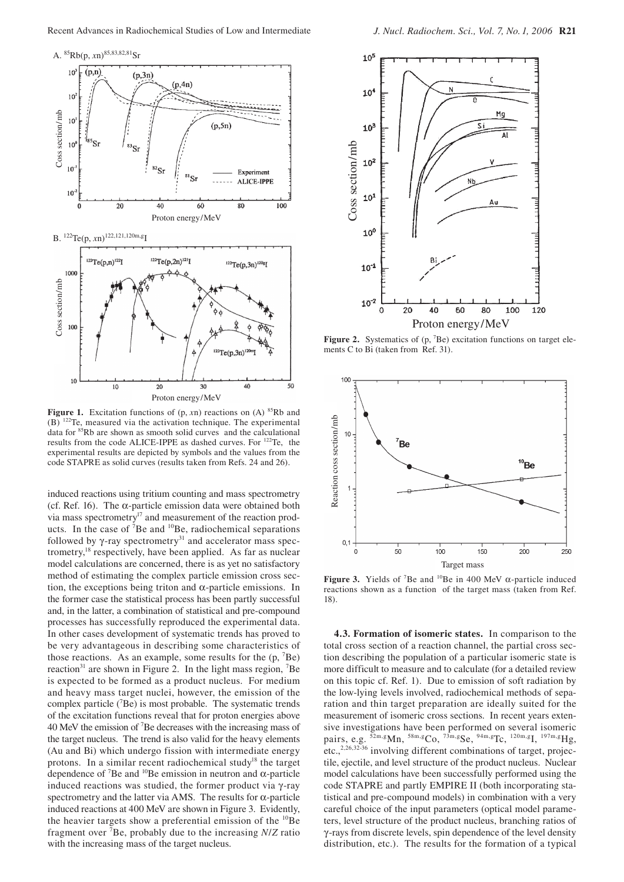**Figure 1.** Excitation functions of (p, *x*n) reactions on (A) $^{85}$Rb and (B) $^{122}$Te, measured via the activation technique. The experimental data for $^{85}$Rb are shown as smooth solid curves and the calculational results from the code ALICE-IPPE as dashed curves. For $^{122}$Te, the experimental results are depicted by symbols and the values from the code STAPRE as solid curves (results taken from Refs. 24 and 26).

induced reactions using tritium counting and mass spectrometry (cf. Ref. 16). The α-particle emission data were obtained both via mass spectrometry[17] and measurement of the reaction products. In the case of $^{7}$Be and $^{10}$Be, radiochemical separations followed by γ-ray spectrometry[31] and accelerator mass spectrometry,[18] respectively, have been applied. As far as nuclear model calculations are concerned, there is as yet no satisfactory method of estimating the complex particle emission cross section, the exceptions being triton and α-particle emissions. In the former case the statistical process has been partly successful and, in the latter, a combination of statistical and pre-compound processes has successfully reproduced the experimental data. In other cases development of systematic trends has proved to be very advantageous in describing some characteristics of those reactions. As an example, some results for the (p, $^{7}$Be) reaction[31] are shown in Figure 2. In the light mass region, $^{7}$Be is expected to be formed as a product nucleus. For medium and heavy mass target nuclei, however, the emission of the complex particle ($^{7}$Be) is most probable. The systematic trends of the excitation functions reveal that for proton energies above 40 MeV the emission of $^{7}$Be decreases with the increasing mass of the target nucleus. The trend is also valid for the heavy elements (Au and Bi) which undergo fission with intermediate energy protons. In a similar recent radiochemical study[18] the target dependence of $^{7}$Be and $^{10}$Be emission in neutron and α-particle induced reactions was studied, the former product via γ-ray spectrometry and the latter via AMS. The results for α-particle induced reactions at 400 MeV are shown in Figure 3. Evidently, the heavier targets show a preferential emission of the $^{10}$Be fragment over $^{7}$Be, probably due to the increasing *N*/*Z* ratio with the increasing mass of the target nucleus.

**Figure 2.** Systematics of (p, $^{7}$Be) excitation functions on target elements C to Bi (taken from Ref. 31).

**Figure 3.** Yields of $^{7}$Be and $^{10}$Be in 400 MeV α-particle induced reactions shown as a function of the target mass (taken from Ref. 18).

**4.3. Formation of isomeric states.** In comparison to the total cross section of a reaction channel, the partial cross section describing the population of a particular isomeric state is more difficult to measure and to calculate (for a detailed review on this topic cf. Ref. 1). Due to emission of soft radiation by the low-lying levels involved, radiochemical methods of separation and thin target preparation are ideally suited for the measurement of isomeric cross sections. In recent years extensive investigations have been performed on several isomeric pairs, e.g. $^{52m,g}$Mn, $^{58m,g}$Co, $^{73m,g}$Se, $^{94m,g}$Tc, $^{120m,g}$I, $^{197m,g}$Hg, etc.,[2,26,32-36] involving different combinations of target, projectile, ejectile, and level structure of the product nucleus. Nuclear model calculations have been successfully performed using the code STAPRE and partly EMPIRE II (both incorporating statistical and pre-compound models) in combination with a very careful choice of the input parameters (optical model parameters, level structure of the product nucleus, branching ratios of γ-rays from discrete levels, spin dependence of the level density distribution, etc.). The results for the formation of a typical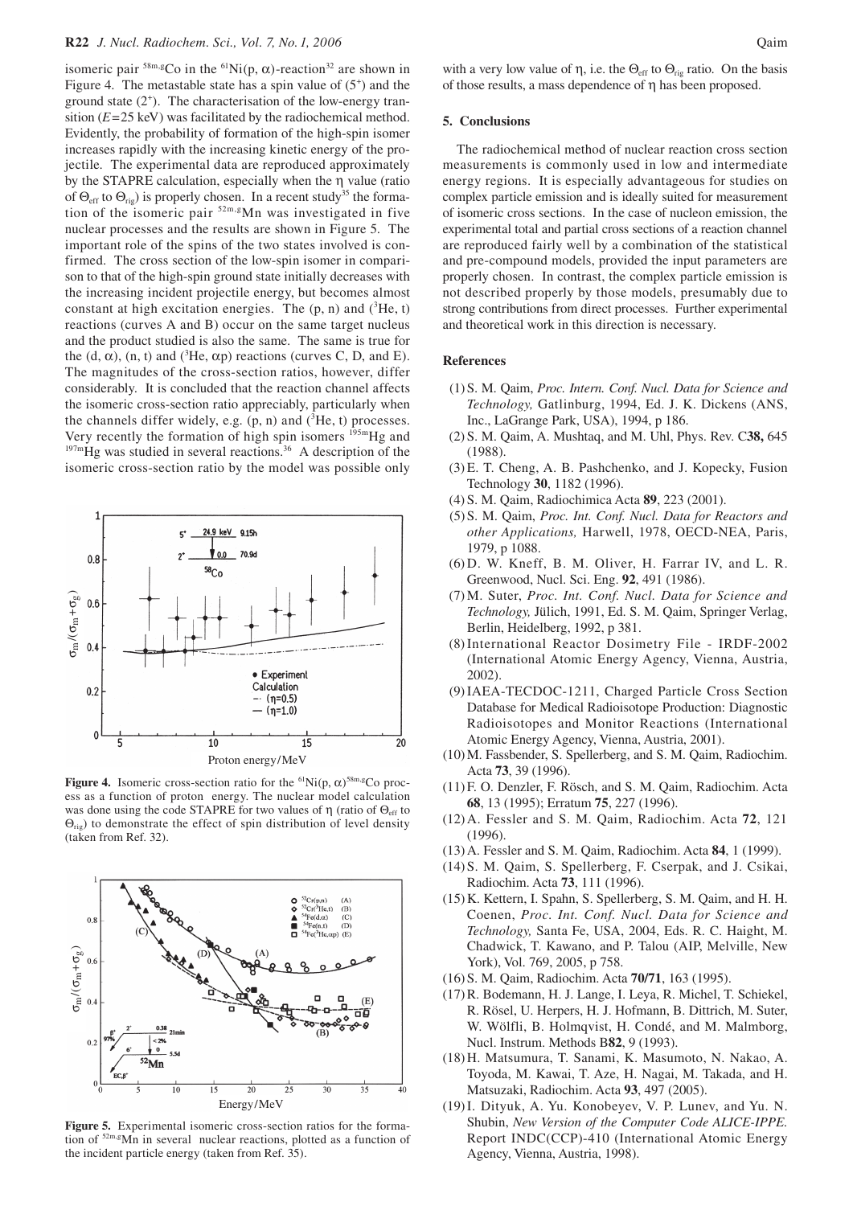isomeric pair $^{58m,g}Co$ in the $^{61}Ni(p, \alpha)$-reaction[32] are shown in Figure 4. The metastable state has a spin value of ($5^+$) and the ground state ($2^+$). The characterisation of the low-energy transition ($E$=25 keV) was facilitated by the radiochemical method. Evidently, the probability of formation of the high-spin isomer increases rapidly with the increasing kinetic energy of the projectile. The experimental data are reproduced approximately by the STAPRE calculation, especially when the $\eta$ value (ratio of $\Theta_{eff}$ to $\Theta_{rig}$) is properly chosen. In a recent study[35] the formation of the isomeric pair $^{52m,g}Mn$ was investigated in five nuclear processes and the results are shown in Figure 5. The important role of the spins of the two states involved is confirmed. The cross section of the low-spin isomer in comparison to that of the high-spin ground state initially decreases with the increasing incident projectile energy, but becomes almost constant at high excitation energies. The (p, n) and ($^3$He, t) reactions (curves A and B) occur on the same target nucleus and the product studied is also the same. The same is true for the (d, $\alpha$), (n, t) and ($^3$He, $\alpha$p) reactions (curves C, D, and E). The magnitudes of the cross-section ratios, however, differ considerably. It is concluded that the reaction channel affects the isomeric cross-section ratio appreciably, particularly when the channels differ widely, e.g. (p, n) and ($^3$He, t) processes. Very recently the formation of high spin isomers $^{195m}Hg$ and $^{197m}Hg$ was studied in several reactions.[36] A description of the isomeric cross-section ratio by the model was possible only

**Figure 4.** Isomeric cross-section ratio for the $^{61}Ni(p, \alpha)^{58m,g}Co$ process as a function of proton energy. The nuclear model calculation was done using the code STAPRE for two values of $\eta$ (ratio of $\Theta_{eff}$ to $\Theta_{rig}$) to demonstrate the effect of spin distribution of level density (taken from Ref. 32).

**Figure 5.** Experimental isomeric cross-section ratios for the formation of $^{52m,g}Mn$ in several nuclear reactions, plotted as a function of the incident particle energy (taken from Ref. 35).

with a very low value of $\eta$, i.e. the $\Theta_{eff}$ to $\Theta_{rig}$ ratio. On the basis of those results, a mass dependence of $\eta$ has been proposed.

## 5. Conclusions

The radiochemical method of nuclear reaction cross section measurements is commonly used in low and intermediate energy regions. It is especially advantageous for studies on complex particle emission and is ideally suited for measurement of isomeric cross sections. In the case of nucleon emission, the experimental total and partial cross sections of a reaction channel are reproduced fairly well by a combination of the statistical and pre-compound models, provided the input parameters are properly chosen. In contrast, the complex particle emission is not described properly by those models, presumably due to strong contributions from direct processes. Further experimental and theoretical work in this direction is necessary.

## References

(1) S. M. Qaim, *Proc. Intern. Conf. Nucl. Data for Science and Technology,* Gatlinburg, 1994, Ed. J. K. Dickens (ANS, Inc., LaGrange Park, USA), 1994, p 186.

(2) S. M. Qaim, A. Mushtaq, and M. Uhl, Phys. Rev. C**38,** 645 (1988).

(3) E. T. Cheng, A. B. Pashchenko, and J. Kopecky, Fusion Technology **30**, 1182 (1996).

(4) S. M. Qaim, Radiochimica Acta **89**, 223 (2001).

(5) S. M. Qaim, *Proc. Int. Conf. Nucl. Data for Reactors and other Applications,* Harwell, 1978, OECD-NEA, Paris, 1979, p 1088.

(6) D. W. Kneff, B. M. Oliver, H. Farrar IV, and L. R. Greenwood, Nucl. Sci. Eng. **92**, 491 (1986).

(7) M. Suter, *Proc. Int. Conf. Nucl. Data for Science and Technology,* Jülich, 1991, Ed. S. M. Qaim, Springer Verlag, Berlin, Heidelberg, 1992, p 381.

(8) International Reactor Dosimetry File - IRDF-2002 (International Atomic Energy Agency, Vienna, Austria, 2002).

(9) IAEA-TECDOC-1211, Charged Particle Cross Section Database for Medical Radioisotope Production: Diagnostic Radioisotopes and Monitor Reactions (International Atomic Energy Agency, Vienna, Austria, 2001).

(10) M. Fassbender, S. Spellerberg, and S. M. Qaim, Radiochim. Acta **73**, 39 (1996).

(11) F. O. Denzler, F. Rösch, and S. M. Qaim, Radiochim. Acta **68**, 13 (1995); Erratum **75**, 227 (1996).

(12) A. Fessler and S. M. Qaim, Radiochim. Acta **72**, 121 (1996).

(13) A. Fessler and S. M. Qaim, Radiochim. Acta **84**, 1 (1999).

(14) S. M. Qaim, S. Spellerberg, F. Cserpak, and J. Csikai, Radiochim. Acta **73**, 111 (1996).

(15) K. Kettern, I. Spahn, S. Spellerberg, S. M. Qaim, and H. H. Coenen, *Proc. Int. Conf. Nucl. Data for Science and Technology,* Santa Fe, USA, 2004, Eds. R. C. Haight, M. Chadwick, T. Kawano, and P. Talou (AIP, Melville, New York), Vol. 769, 2005, p 758.

(16) S. M. Qaim, Radiochim. Acta **70/71**, 163 (1995).

(17) R. Bodemann, H. J. Lange, I. Leya, R. Michel, T. Schiekel, R. Rösel, U. Herpers, H. J. Hofmann, B. Dittrich, M. Suter, W. Wölfli, B. Holmqvist, H. Condé, and M. Malmborg, Nucl. Instrum. Methods B**82**, 9 (1993).

(18) H. Matsumura, T. Sanami, K. Masumoto, N. Nakao, A. Toyoda, M. Kawai, T. Aze, H. Nagai, M. Takada, and H. Matsuzaki, Radiochim. Acta **93**, 497 (2005).

(19) I. Dityuk, A. Yu. Konobeyev, V. P. Lunev, and Yu. N. Shubin, *New Version of the Computer Code ALICE-IPPE.* Report INDC(CCP)-410 (International Atomic Energy Agency, Vienna, Austria, 1998).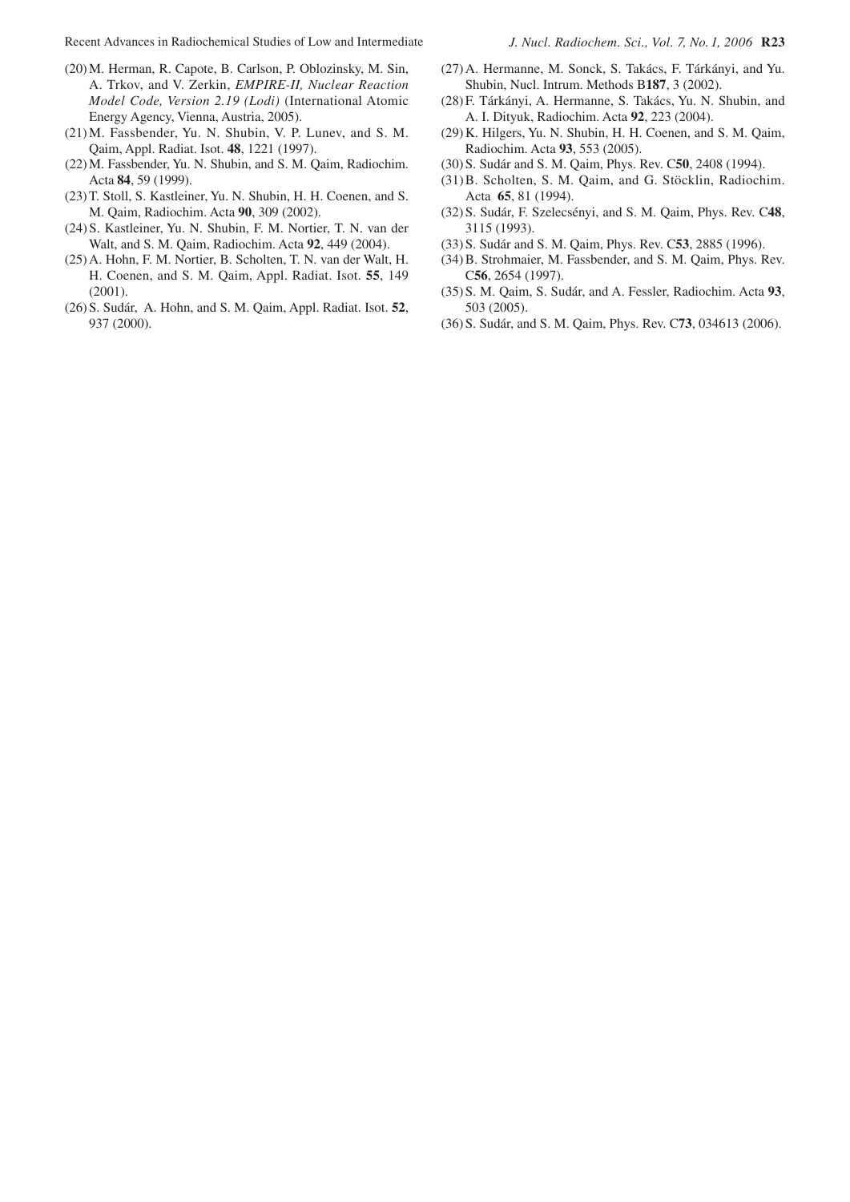(20) M. Herman, R. Capote, B. Carlson, P. Oblozinsky, M. Sin, A. Trkov, and V. Zerkin, *EMPIRE-II, Nuclear Reaction Model Code, Version 2.19 (Lodi)* (International Atomic Energy Agency, Vienna, Austria, 2005).

(21) M. Fassbender, Yu. N. Shubin, V. P. Lunev, and S. M. Qaim, Appl. Radiat. Isot. **48**, 1221 (1997).

(22) M. Fassbender, Yu. N. Shubin, and S. M. Qaim, Radiochim. Acta **84**, 59 (1999).

(23) T. Stoll, S. Kastleiner, Yu. N. Shubin, H. H. Coenen, and S. M. Qaim, Radiochim. Acta **90**, 309 (2002).

(24) S. Kastleiner, Yu. N. Shubin, F. M. Nortier, T. N. van der Walt, and S. M. Qaim, Radiochim. Acta **92**, 449 (2004).

(25) A. Hohn, F. M. Nortier, B. Scholten, T. N. van der Walt, H. H. Coenen, and S. M. Qaim, Appl. Radiat. Isot. **55**, 149 (2001).

(26) S. Sudár, A. Hohn, and S. M. Qaim, Appl. Radiat. Isot. **52**, 937 (2000).

(27) A. Hermanne, M. Sonck, S. Takács, F. Tárkányi, and Yu. Shubin, Nucl. Intrum. Methods B**187**, 3 (2002).

(28) F. Tárkányi, A. Hermanne, S. Takács, Yu. N. Shubin, and A. I. Dityuk, Radiochim. Acta **92**, 223 (2004).

(29) K. Hilgers, Yu. N. Shubin, H. H. Coenen, and S. M. Qaim, Radiochim. Acta **93**, 553 (2005).

(30) S. Sudár and S. M. Qaim, Phys. Rev. C**50**, 2408 (1994).

(31) B. Scholten, S. M. Qaim, and G. Stöcklin, Radiochim. Acta **65**, 81 (1994).

(32) S. Sudár, F. Szelecsényi, and S. M. Qaim, Phys. Rev. C**48**, 3115 (1993).

(33) S. Sudár and S. M. Qaim, Phys. Rev. C**53**, 2885 (1996).

(34) B. Strohmaier, M. Fassbender, and S. M. Qaim, Phys. Rev. C**56**, 2654 (1997).

(35) S. M. Qaim, S. Sudár, and A. Fessler, Radiochim. Acta **93**, 503 (2005).

(36) S. Sudár, and S. M. Qaim, Phys. Rev. C**73**, 034613 (2006).